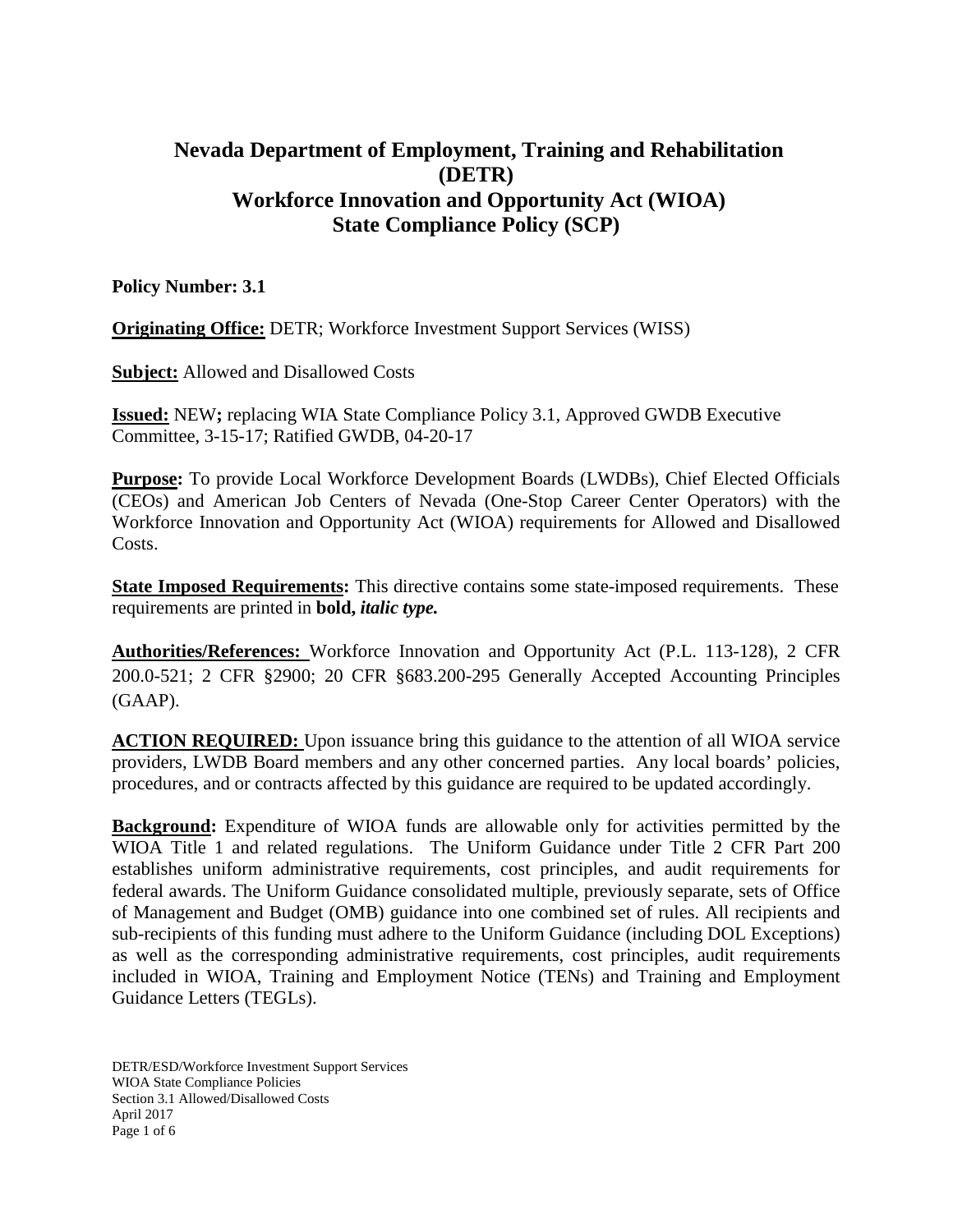# Nevada Department of Employment, Training and Rehabilitation (DETR)
# Workforce Innovation and Opportunity Act (WIOA)
# State Compliance Policy (SCP)

**Policy Number: 3.1**

**Originating Office:** DETR; Workforce Investment Support Services (WISS)

**Subject:** Allowed and Disallowed Costs

**Issued:** NEW**;** replacing WIA State Compliance Policy 3.1, Approved GWDB Executive Committee, 3-15-17; Ratified GWDB, 04-20-17

**Purpose:** To provide Local Workforce Development Boards (LWDBs), Chief Elected Officials (CEOs) and American Job Centers of Nevada (One-Stop Career Center Operators) with the Workforce Innovation and Opportunity Act (WIOA) requirements for Allowed and Disallowed Costs.

**State Imposed Requirements:** This directive contains some state-imposed requirements. These requirements are printed in **bold,** ***italic type.***

**Authorities/References:** Workforce Innovation and Opportunity Act (P.L. 113-128), 2 CFR 200.0-521; 2 CFR §2900; 20 CFR §683.200-295 Generally Accepted Accounting Principles (GAAP).

**ACTION REQUIRED:** Upon issuance bring this guidance to the attention of all WIOA service providers, LWDB Board members and any other concerned parties. Any local boards' policies, procedures, and or contracts affected by this guidance are required to be updated accordingly.

**Background:** Expenditure of WIOA funds are allowable only for activities permitted by the WIOA Title 1 and related regulations. The Uniform Guidance under Title 2 CFR Part 200 establishes uniform administrative requirements, cost principles, and audit requirements for federal awards. The Uniform Guidance consolidated multiple, previously separate, sets of Office of Management and Budget (OMB) guidance into one combined set of rules. All recipients and sub-recipients of this funding must adhere to the Uniform Guidance (including DOL Exceptions) as well as the corresponding administrative requirements, cost principles, audit requirements included in WIOA, Training and Employment Notice (TENs) and Training and Employment Guidance Letters (TEGLs).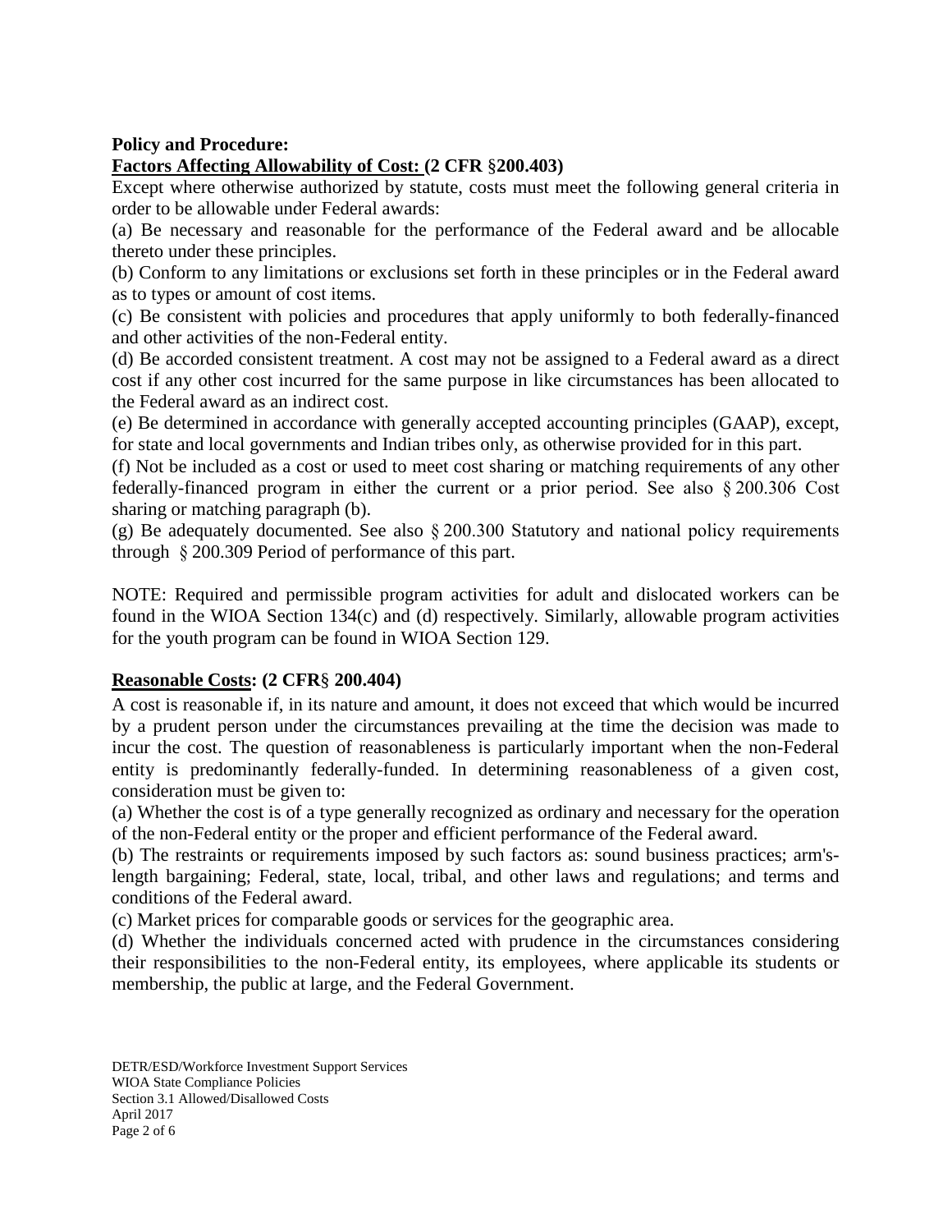**Policy and Procedure:**

**Factors Affecting Allowability of Cost: (2 CFR §200.403)**

Except where otherwise authorized by statute, costs must meet the following general criteria in order to be allowable under Federal awards:

(a) Be necessary and reasonable for the performance of the Federal award and be allocable thereto under these principles.

(b) Conform to any limitations or exclusions set forth in these principles or in the Federal award as to types or amount of cost items.

(c) Be consistent with policies and procedures that apply uniformly to both federally-financed and other activities of the non-Federal entity.

(d) Be accorded consistent treatment. A cost may not be assigned to a Federal award as a direct cost if any other cost incurred for the same purpose in like circumstances has been allocated to the Federal award as an indirect cost.

(e) Be determined in accordance with generally accepted accounting principles (GAAP), except, for state and local governments and Indian tribes only, as otherwise provided for in this part.

(f) Not be included as a cost or used to meet cost sharing or matching requirements of any other federally-financed program in either the current or a prior period. See also § 200.306 Cost sharing or matching paragraph (b).

(g) Be adequately documented. See also § 200.300 Statutory and national policy requirements through § 200.309 Period of performance of this part.

NOTE: Required and permissible program activities for adult and dislocated workers can be found in the WIOA Section 134(c) and (d) respectively. Similarly, allowable program activities for the youth program can be found in WIOA Section 129.

**Reasonable Costs: (2 CFR§ 200.404)**

A cost is reasonable if, in its nature and amount, it does not exceed that which would be incurred by a prudent person under the circumstances prevailing at the time the decision was made to incur the cost. The question of reasonableness is particularly important when the non-Federal entity is predominantly federally-funded. In determining reasonableness of a given cost, consideration must be given to:

(a) Whether the cost is of a type generally recognized as ordinary and necessary for the operation of the non-Federal entity or the proper and efficient performance of the Federal award.

(b) The restraints or requirements imposed by such factors as: sound business practices; arm's-length bargaining; Federal, state, local, tribal, and other laws and regulations; and terms and conditions of the Federal award.

(c) Market prices for comparable goods or services for the geographic area.

(d) Whether the individuals concerned acted with prudence in the circumstances considering their responsibilities to the non-Federal entity, its employees, where applicable its students or membership, the public at large, and the Federal Government.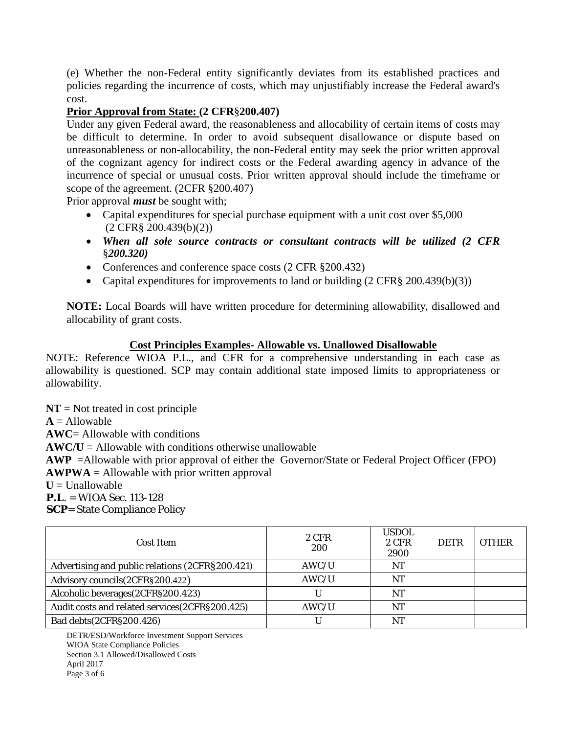(e) Whether the non-Federal entity significantly deviates from its established practices and policies regarding the incurrence of costs, which may unjustifiably increase the Federal award's cost.

**Prior Approval from State: (2 CFR§200.407)**

Under any given Federal award, the reasonableness and allocability of certain items of costs may be difficult to determine. In order to avoid subsequent disallowance or dispute based on unreasonableness or non-allocability, the non-Federal entity may seek the prior written approval of the cognizant agency for indirect costs or the Federal awarding agency in advance of the incurrence of special or unusual costs. Prior written approval should include the timeframe or scope of the agreement. (2CFR §200.407)

Prior approval ***must*** be sought with;

- Capital expenditures for special purchase equipment with a unit cost over $5,000 (2 CFR§ 200.439(b)(2))
- ***When all sole source contracts or consultant contracts will be utilized (2 CFR §200.320)***
- Conferences and conference space costs (2 CFR §200.432)
- Capital expenditures for improvements to land or building (2 CFR§ 200.439(b)(3))

**NOTE:** Local Boards will have written procedure for determining allowability, disallowed and allocability of grant costs.

**Cost Principles Examples- Allowable vs. Unallowed Disallowable**

NOTE: Reference WIOA P.L., and CFR for a comprehensive understanding in each case as allowability is questioned. SCP may contain additional state imposed limits to appropriateness or allowability.

**NT** = Not treated in cost principle
**A** = Allowable
**AWC**= Allowable with conditions
**AWC/U** = Allowable with conditions otherwise unallowable
**AWP** =Allowable with prior approval of either the Governor/State or Federal Project Officer (FPO)
**AWPWA** = Allowable with prior written approval
**U** = Unallowable
**P.L.** = WIOA Sec. 113-128
**SCP**= State Compliance Policy

| Cost Item | 2 CFR 200 | USDOL 2 CFR 2900 | DETR | OTHER |
|---|---|---|---|---|
| Advertising and public relations (2CFR§200.421) | AWC/U | NT | | |
| Advisory councils(2CFR§200.422) | AWC/U | NT | | |
| Alcoholic beverages(2CFR§200.423) | U | NT | | |
| Audit costs and related services(2CFR§200.425) | AWC/U | NT | | |
| Bad debts(2CFR§200.426) | U | NT | | |

DETR/ESD/Workforce Investment Support Services
WIOA State Compliance Policies
Section 3.1 Allowed/Disallowed Costs
April 2017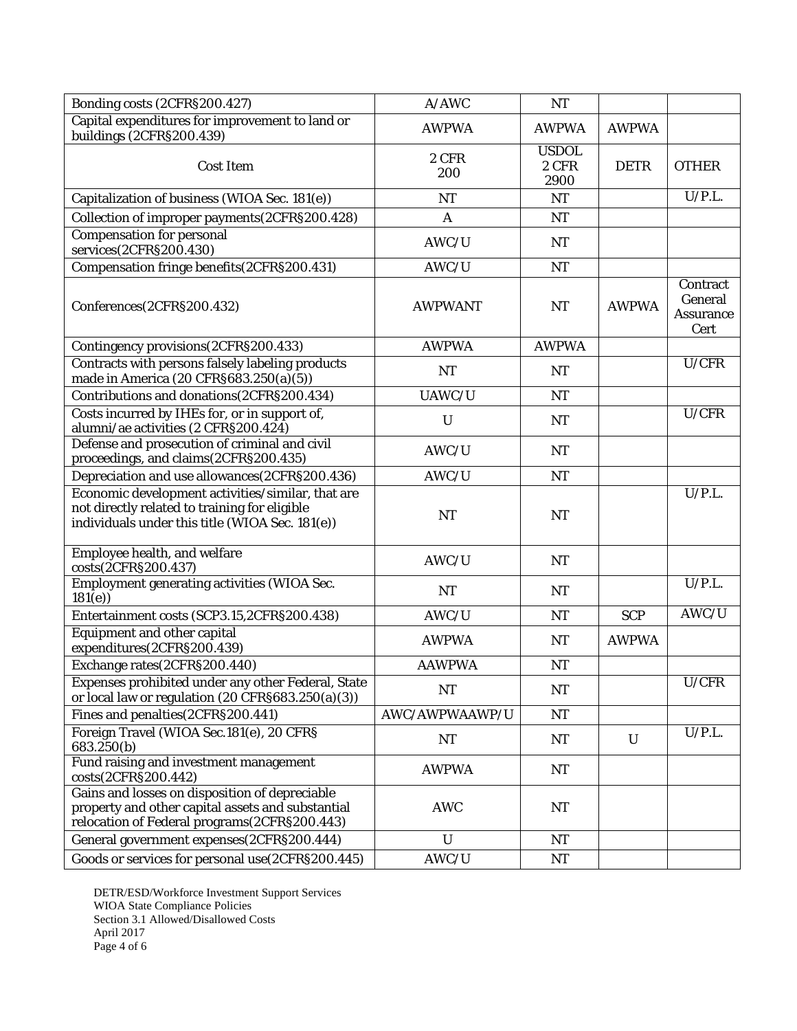| | | | | |
|---|---|---|---|---|
| Bonding costs (2CFR§200.427) | A/AWC | NT | | |
| Capital expenditures for improvement to land or buildings (2CFR§200.439) | AWPWA | AWPWA | AWPWA | |
| Cost Item | 2 CFR 200 | USDOL 2 CFR 2900 | DETR | OTHER |
| Capitalization of business (WIOA Sec. 181(e)) | NT | NT | | U/P.L. |
| Collection of improper payments(2CFR§200.428) | A | NT | | |
| Compensation for personal services(2CFR§200.430) | AWC/U | NT | | |
| Compensation fringe benefits(2CFR§200.431) | AWC/U | NT | | |
| Conferences(2CFR§200.432) | AWPWANT | NT | AWPWA | Contract General Assurance Cert |
| Contingency provisions(2CFR§200.433) | AWPWA | AWPWA | | |
| Contracts with persons falsely labeling products made in America (20 CFR§683.250(a)(5)) | NT | NT | | U/CFR |
| Contributions and donations(2CFR§200.434) | UAWC/U | NT | | |
| Costs incurred by IHEs for, or in support of, alumni/ae activities (2 CFR§200.424) | U | NT | | U/CFR |
| Defense and prosecution of criminal and civil proceedings, and claims(2CFR§200.435) | AWC/U | NT | | |
| Depreciation and use allowances(2CFR§200.436) | AWC/U | NT | | |
| Economic development activities/similar, that are not directly related to training for eligible individuals under this title (WIOA Sec. 181(e)) | NT | NT | | U/P.L. |
| Employee health, and welfare costs(2CFR§200.437) | AWC/U | NT | | |
| Employment generating activities (WIOA Sec. 181(e)) | NT | NT | | U/P.L. |
| Entertainment costs (SCP3.15,2CFR§200.438) | AWC/U | NT | SCP | AWC/U |
| Equipment and other capital expenditures(2CFR§200.439) | AWPWA | NT | AWPWA | |
| Exchange rates(2CFR§200.440) | AAWPWA | NT | | |
| Expenses prohibited under any other Federal, State or local law or regulation (20 CFR§683.250(a)(3)) | NT | NT | | U/CFR |
| Fines and penalties(2CFR§200.441) | AWC/AWPWAAWP/U | NT | | |
| Foreign Travel (WIOA Sec.181(e), 20 CFR§ 683.250(b) | NT | NT | U | U/P.L. |
| Fund raising and investment management costs(2CFR§200.442) | AWPWA | NT | | |
| Gains and losses on disposition of depreciable property and other capital assets and substantial relocation of Federal programs(2CFR§200.443) | AWC | NT | | |
| General government expenses(2CFR§200.444) | U | NT | | |
| Goods or services for personal use(2CFR§200.445) | AWC/U | NT | | |

DETR/ESD/Workforce Investment Support Services
WIOA State Compliance Policies
Section 3.1 Allowed/Disallowed Costs
April 2017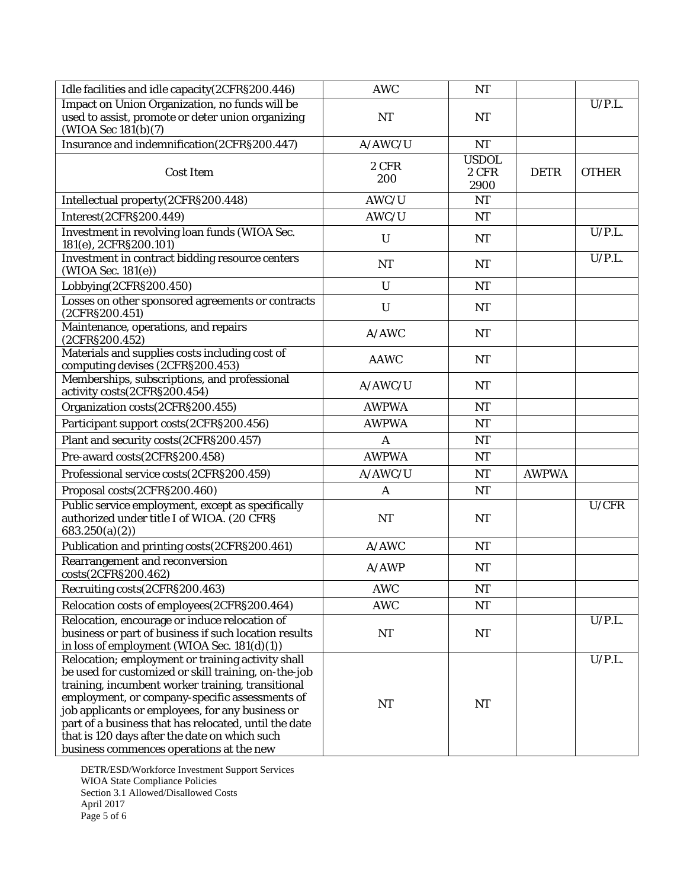| | | | | |
|---|---|---|---|---|
| Idle facilities and idle capacity(2CFR§200.446) | AWC | NT | | |
| Impact on Union Organization, no funds will be used to assist, promote or deter union organizing (WIOA Sec 181(b)(7) | NT | NT | | U/P.L. |
| Insurance and indemnification(2CFR§200.447) | A/AWC/U | NT | | |
| Cost Item | 2 CFR 200 | USDOL 2 CFR 2900 | DETR | OTHER |
| Intellectual property(2CFR§200.448) | AWC/U | NT | | |
| Interest(2CFR§200.449) | AWC/U | NT | | |
| Investment in revolving loan funds (WIOA Sec. 181(e), 2CFR§200.101) | U | NT | | U/P.L. |
| Investment in contract bidding resource centers (WIOA Sec. 181(e)) | NT | NT | | U/P.L. |
| Lobbying(2CFR§200.450) | U | NT | | |
| Losses on other sponsored agreements or contracts (2CFR§200.451) | U | NT | | |
| Maintenance, operations, and repairs (2CFR§200.452) | A/AWC | NT | | |
| Materials and supplies costs including cost of computing devises (2CFR§200.453) | AAWC | NT | | |
| Memberships, subscriptions, and professional activity costs(2CFR§200.454) | A/AWC/U | NT | | |
| Organization costs(2CFR§200.455) | AWPWA | NT | | |
| Participant support costs(2CFR§200.456) | AWPWA | NT | | |
| Plant and security costs(2CFR§200.457) | A | NT | | |
| Pre-award costs(2CFR§200.458) | AWPWA | NT | | |
| Professional service costs(2CFR§200.459) | A/AWC/U | NT | AWPWA | |
| Proposal costs(2CFR§200.460) | A | NT | | |
| Public service employment, except as specifically authorized under title I of WIOA. (20 CFR§ 683.250(a)(2)) | NT | NT | | U/CFR |
| Publication and printing costs(2CFR§200.461) | A/AWC | NT | | |
| Rearrangement and reconversion costs(2CFR§200.462) | A/AWP | NT | | |
| Recruiting costs(2CFR§200.463) | AWC | NT | | |
| Relocation costs of employees(2CFR§200.464) | AWC | NT | | |
| Relocation, encourage or induce relocation of business or part of business if such location results in loss of employment (WIOA Sec. 181(d)(1)) | NT | NT | | U/P.L. |
| Relocation; employment or training activity shall be used for customized or skill training, on-the-job training, incumbent worker training, transitional employment, or company-specific assessments of job applicants or employees, for any business or part of a business that has relocated, until the date that is 120 days after the date on which such business commences operations at the new | NT | NT | | U/P.L. |

DETR/ESD/Workforce Investment Support Services
WIOA State Compliance Policies
Section 3.1 Allowed/Disallowed Costs
April 2017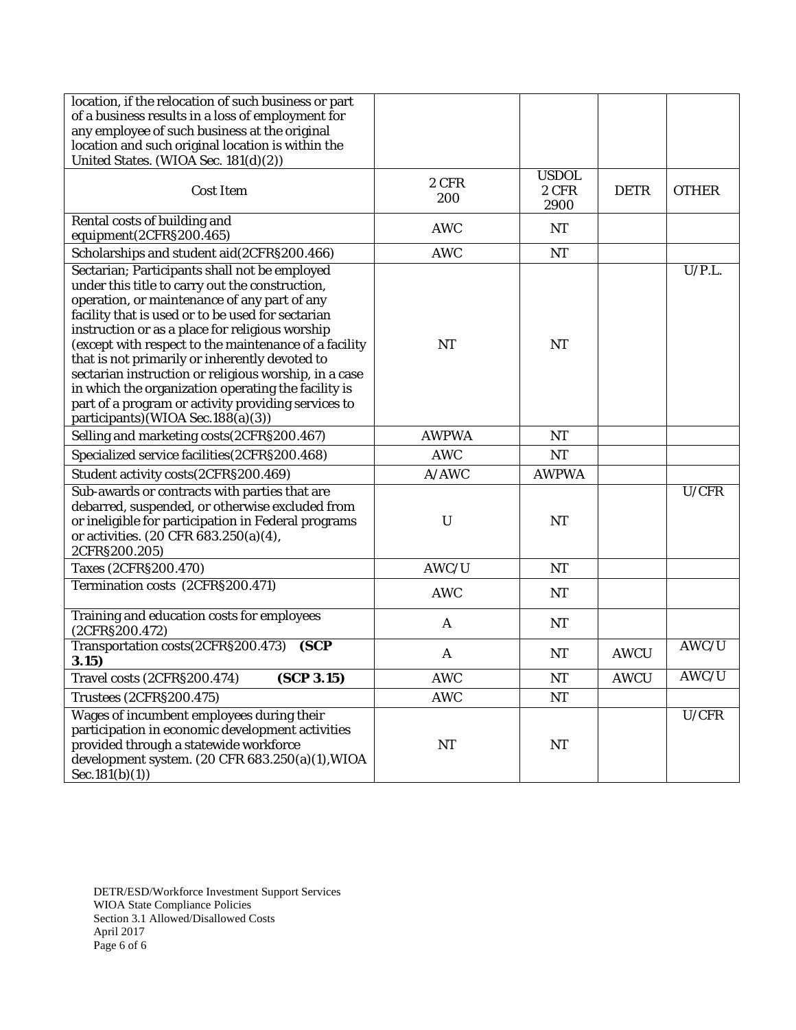| | | | | |
|---|---|---|---|---|
| location, if the relocation of such business or part of a business results in a loss of employment for any employee of such business at the original location and such original location is within the United States. (WIOA Sec. 181(d)(2)) | | | | |
| Cost Item | 2 CFR 200 | USDOL 2 CFR 2900 | DETR | OTHER |
| Rental costs of building and equipment(2CFR§200.465) | AWC | NT | | |
| Scholarships and student aid(2CFR§200.466) | AWC | NT | | |
| Sectarian; Participants shall not be employed under this title to carry out the construction, operation, or maintenance of any part of any facility that is used or to be used for sectarian instruction or as a place for religious worship (except with respect to the maintenance of a facility that is not primarily or inherently devoted to sectarian instruction or religious worship, in a case in which the organization operating the facility is part of a program or activity providing services to participants)(WIOA Sec.188(a)(3)) | NT | NT | | U/P.L. |
| Selling and marketing costs(2CFR§200.467) | AWPWA | NT | | |
| Specialized service facilities(2CFR§200.468) | AWC | NT | | |
| Student activity costs(2CFR§200.469) | A/AWC | AWPWA | | |
| Sub-awards or contracts with parties that are debarred, suspended, or otherwise excluded from or ineligible for participation in Federal programs or activities. (20 CFR 683.250(a)(4), 2CFR§200.205) | U | NT | | U/CFR |
| Taxes (2CFR§200.470) | AWC/U | NT | | |
| Termination costs (2CFR§200.471) | AWC | NT | | |
| Training and education costs for employees (2CFR§200.472) | A | NT | | |
| Transportation costs(2CFR§200.473) **(SCP 3.15)** | A | NT | AWCU | AWC/U |
| Travel costs (2CFR§200.474) **(SCP 3.15)** | AWC | NT | AWCU | AWC/U |
| Trustees (2CFR§200.475) | AWC | NT | | |
| Wages of incumbent employees during their participation in economic development activities provided through a statewide workforce development system. (20 CFR 683.250(a)(1),WIOA Sec.181(b)(1)) | NT | NT | | U/CFR |

DETR/ESD/Workforce Investment Support Services
WIOA State Compliance Policies
Section 3.1 Allowed/Disallowed Costs
April 2017